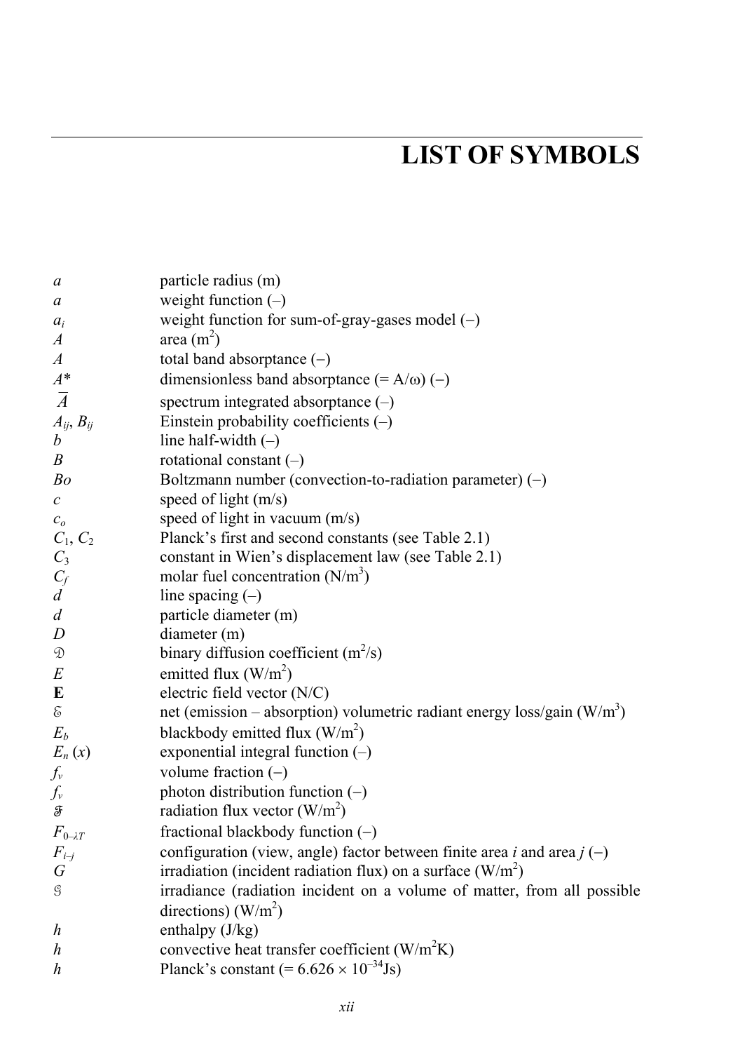# LIST OF SYMBOLS

| | |
|---|---|
| $a$ | particle radius (m) |
| $a$ | weight function (–) |
| $a_i$ | weight function for sum-of-gray-gases model (−) |
| $A$ | area ($m^2$) |
| $A$ | total band absorptance (−) |
| $A^*$ | dimensionless band absorptance (= A/ω) (−) |
| $\overline{A}$ | spectrum integrated absorptance (–) |
| $A_{ij}$, $B_{ij}$ | Einstein probability coefficients (–) |
| $b$ | line half-width (–) |
| $B$ | rotational constant (–) |
| $Bo$ | Boltzmann number (convection-to-radiation parameter) (−) |
| $c$ | speed of light (m/s) |
| $c_o$ | speed of light in vacuum (m/s) |
| $C_1$, $C_2$ | Planck's first and second constants (see Table 2.1) |
| $C_3$ | constant in Wien's displacement law (see Table 2.1) |
| $C_f$ | molar fuel concentration ($N/m^3$) |
| $d$ | line spacing (–) |
| $d$ | particle diameter (m) |
| $D$ | diameter (m) |
| $\mathfrak{D}$ | binary diffusion coefficient ($m^2/s$) |
| $E$ | emitted flux ($W/m^2$) |
| $\mathbf{E}$ | electric field vector (N/C) |
| $\mathcal{E}$ | net (emission – absorption) volumetric radiant energy loss/gain ($W/m^3$) |
| $E_b$ | blackbody emitted flux ($W/m^2$) |
| $E_n(x)$ | exponential integral function (–) |
| $f_v$ | volume fraction (−) |
| $f_\nu$ | photon distribution function (−) |
| $\mathfrak{F}$ | radiation flux vector ($W/m^2$) |
| $F_{0-\lambda T}$ | fractional blackbody function (–) |
| $F_{i-j}$ | configuration (view, angle) factor between finite area $i$ and area $j$ (−) |
| $G$ | irradiation (incident radiation flux) on a surface ($W/m^2$) |
| $\mathcal{G}$ | irradiance (radiation incident on a volume of matter, from all possible directions) ($W/m^2$) |
| $h$ | enthalpy (J/kg) |
| $h$ | convective heat transfer coefficient ($W/m^2K$) |
| $h$ | Planck's constant (= $6.626 \times 10^{-34}$Js) |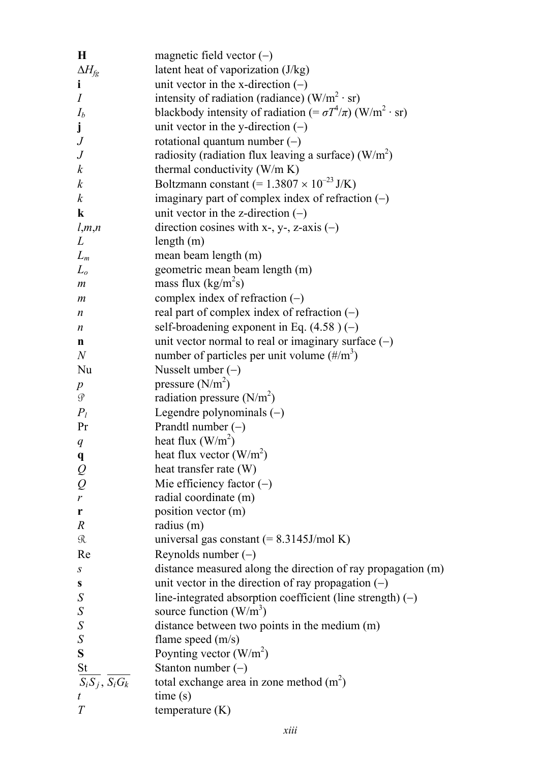| | |
|---|---|
| $\mathbf{H}$ | magnetic field vector (–) |
| $\Delta H_{fg}$ | latent heat of vaporization (J/kg) |
| $\mathbf{i}$ | unit vector in the x-direction (–) |
| $I$ | intensity of radiation (radiance) ($W/m^2 \cdot sr$) |
| $I_b$ | blackbody intensity of radiation ($= \sigma T^4/\pi$) ($W/m^2 \cdot sr$) |
| $\mathbf{j}$ | unit vector in the y-direction (–) |
| $J$ | rotational quantum number (–) |
| $J$ | radiosity (radiation flux leaving a surface) ($W/m^2$) |
| $k$ | thermal conductivity (W/m K) |
| $k$ | Boltzmann constant ($= 1.3807 \times 10^{-23}$ J/K) |
| $k$ | imaginary part of complex index of refraction (–) |
| $\mathbf{k}$ | unit vector in the z-direction (–) |
| $l,m,n$ | direction cosines with x-, y-, z-axis (–) |
| $L$ | length (m) |
| $L_m$ | mean beam length (m) |
| $L_o$ | geometric mean beam length (m) |
| $m$ | mass flux ($kg/m^2s$) |
| $m$ | complex index of refraction (–) |
| $n$ | real part of complex index of refraction (–) |
| $n$ | self-broadening exponent in Eq. (4.58 ) (–) |
| $\mathbf{n}$ | unit vector normal to real or imaginary surface (–) |
| $N$ | number of particles per unit volume ($\#/m^3$) |
| Nu | Nusselt umber (–) |
| $p$ | pressure ($N/m^2$) |
| $\mathcal{P}$ | radiation pressure ($N/m^2$) |
| $P_l$ | Legendre polynominals (–) |
| Pr | Prandtl number (–) |
| $q$ | heat flux ($W/m^2$) |
| $\mathbf{q}$ | heat flux vector ($W/m^2$) |
| $Q$ | heat transfer rate (W) |
| $Q$ | Mie efficiency factor (–) |
| $r$ | radial coordinate (m) |
| $\mathbf{r}$ | position vector (m) |
| $R$ | radius (m) |
| $\mathfrak{R}$ | universal gas constant (= 8.3145J/mol K) |
| Re | Reynolds number (–) |
| $s$ | distance measured along the direction of ray propagation (m) |
| $\mathbf{s}$ | unit vector in the direction of ray propagation (–) |
| $S$ | line-integrated absorption coefficient (line strength) (–) |
| $S$ | source function ($W/m^3$) |
| $S$ | distance between two points in the medium (m) |
| $S$ | flame speed (m/s) |
| $\mathbf{S}$ | Poynting vector ($W/m^2$) |
| St | Stanton number (–) |
| $\overline{S_iS_j}$, $\overline{S_iG_k}$ | total exchange area in zone method ($m^2$) |
| $t$ | time (s) |
| $T$ | temperature (K) |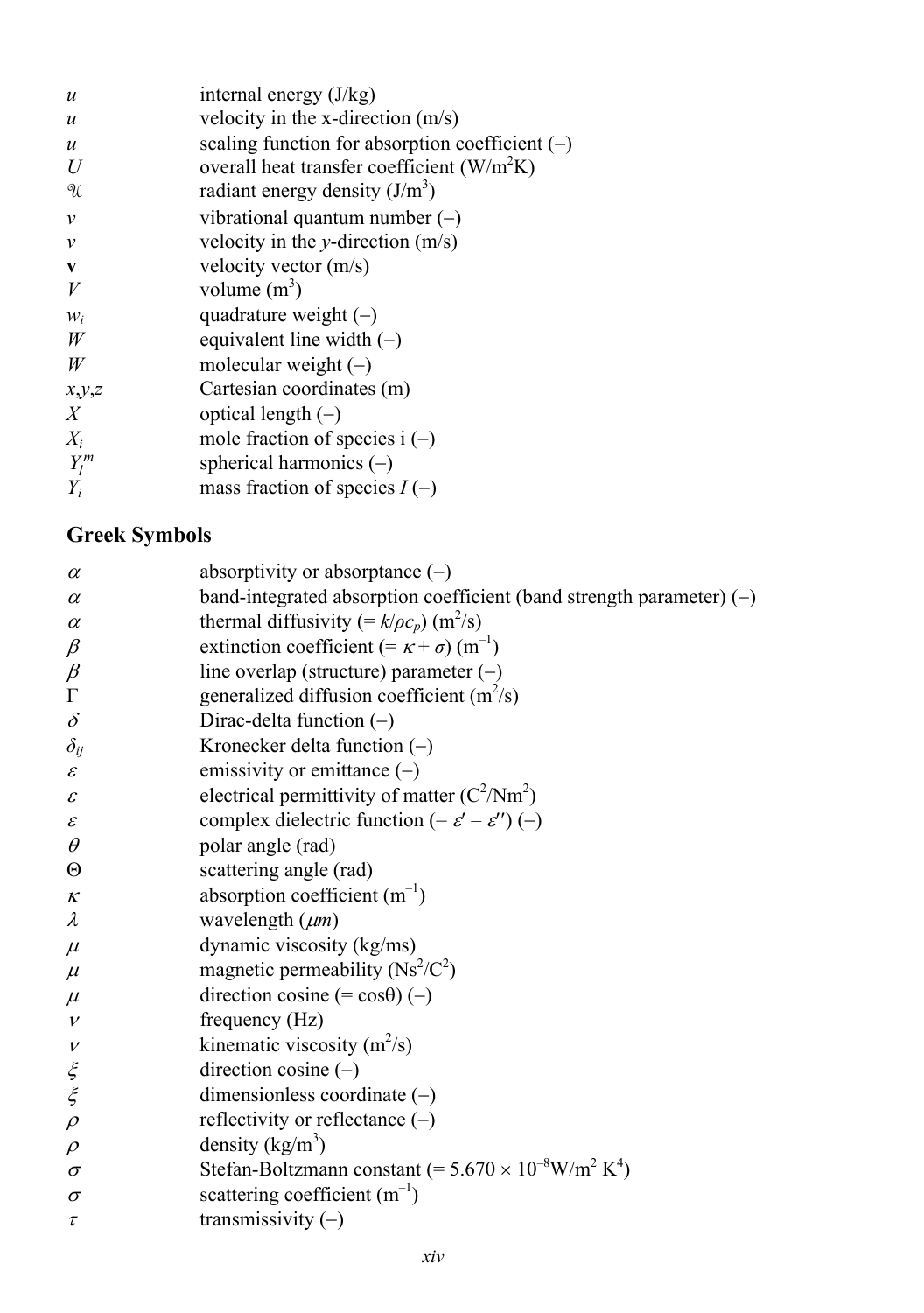| | |
|---|---|
| $u$ | internal energy (J/kg) |
| $u$ | velocity in the x-direction (m/s) |
| $u$ | scaling function for absorption coefficient (–) |
| $U$ | overall heat transfer coefficient (W/m$^2$K) |
| $\mathcal{U}$ | radiant energy density (J/m$^3$) |
| $v$ | vibrational quantum number (–) |
| $v$ | velocity in the $y$-direction (m/s) |
| $\mathbf{v}$ | velocity vector (m/s) |
| $V$ | volume (m$^3$) |
| $w_i$ | quadrature weight (–) |
| $W$ | equivalent line width (–) |
| $W$ | molecular weight (–) |
| $x,y,z$ | Cartesian coordinates (m) |
| $X$ | optical length (–) |
| $X_i$ | mole fraction of species i (–) |
| $Y_l^m$ | spherical harmonics (–) |
| $Y_i$ | mass fraction of species $I$ (–) |

## Greek Symbols

| | |
|---|---|
| $\alpha$ | absorptivity or absorptance (–) |
| $\alpha$ | band-integrated absorption coefficient (band strength parameter) (–) |
| $\alpha$ | thermal diffusivity (= $k/\rho c_p$) (m$^2$/s) |
| $\beta$ | extinction coefficient (= $\kappa + \sigma$) (m$^{-1}$) |
| $\beta$ | line overlap (structure) parameter (–) |
| $\Gamma$ | generalized diffusion coefficient (m$^2$/s) |
| $\delta$ | Dirac-delta function (–) |
| $\delta_{ij}$ | Kronecker delta function (–) |
| $\varepsilon$ | emissivity or emittance (–) |
| $\varepsilon$ | electrical permittivity of matter (C$^2$/Nm$^2$) |
| $\varepsilon$ | complex dielectric function (= $\varepsilon' - \varepsilon''$) (–) |
| $\theta$ | polar angle (rad) |
| $\Theta$ | scattering angle (rad) |
| $\kappa$ | absorption coefficient (m$^{-1}$) |
| $\lambda$ | wavelength ($\mu m$) |
| $\mu$ | dynamic viscosity (kg/ms) |
| $\mu$ | magnetic permeability (Ns$^2$/C$^2$) |
| $\mu$ | direction cosine (= cosθ) (–) |
| $\nu$ | frequency (Hz) |
| $\nu$ | kinematic viscosity (m$^2$/s) |
| $\xi$ | direction cosine (–) |
| $\xi$ | dimensionless coordinate (–) |
| $\rho$ | reflectivity or reflectance (–) |
| $\rho$ | density (kg/m$^3$) |
| $\sigma$ | Stefan-Boltzmann constant (= $5.670 \times 10^{-8}$W/m$^2$ K$^4$) |
| $\sigma$ | scattering coefficient (m$^{-1}$) |
| $\tau$ | transmissivity (–) |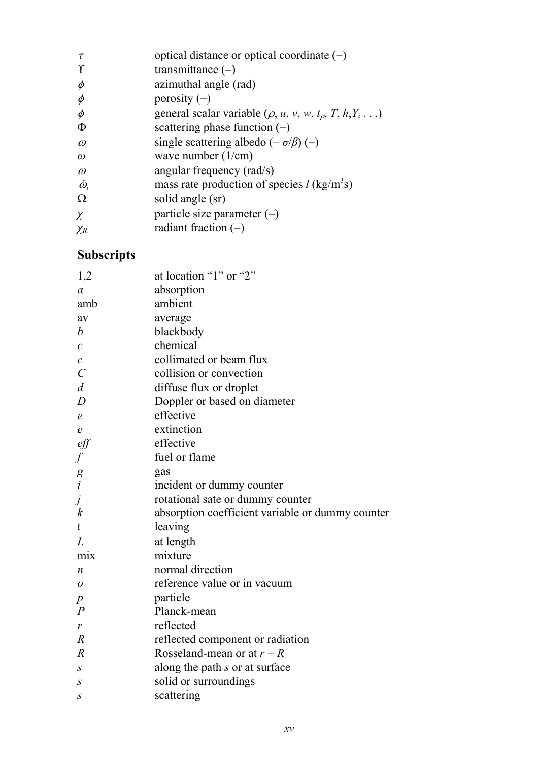| | |
|---|---|
| $\tau$ | optical distance or optical coordinate (−) |
| $\Upsilon$ | transmittance (−) |
| $\phi$ | azimuthal angle (rad) |
| $\phi$ | porosity (−) |
| $\phi$ | general scalar variable ($\rho$, $u$, $v$, $w$, $t_\rho$, $T$, $h$,$Y_i$ . . .) |
| $\Phi$ | scattering phase function (−) |
| $\omega$ | single scattering albedo (= $\sigma/\beta$) (−) |
| $\omega$ | wave number (1/cm) |
| $\omega$ | angular frequency (rad/s) |
| $\dot{\omega}_i$ | mass rate production of species $l$ (kg/m$^3$s) |
| $\Omega$ | solid angle (sr) |
| $\chi$ | particle size parameter (−) |
| $\chi_R$ | radiant fraction (−) |

## Subscripts

| | |
|---|---|
| 1,2 | at location “1” or “2” |
| $a$ | absorption |
| amb | ambient |
| av | average |
| $b$ | blackbody |
| $c$ | chemical |
| $c$ | collimated or beam flux |
| $C$ | collision or convection |
| $d$ | diffuse flux or droplet |
| $D$ | Doppler or based on diameter |
| $e$ | effective |
| $e$ | extinction |
| $eff$ | effective |
| $f$ | fuel or flame |
| $g$ | gas |
| $i$ | incident or dummy counter |
| $j$ | rotational sate or dummy counter |
| $k$ | absorption coefficient variable or dummy counter |
| $\ell$ | leaving |
| $L$ | at length |
| mix | mixture |
| $n$ | normal direction |
| $o$ | reference value or in vacuum |
| $p$ | particle |
| $P$ | Planck-mean |
| $r$ | reflected |
| $R$ | reflected component or radiation |
| $R$ | Rosseland-mean or at $r = R$ |
| $s$ | along the path $s$ or at surface |
| $s$ | solid or surroundings |
| $s$ | scattering |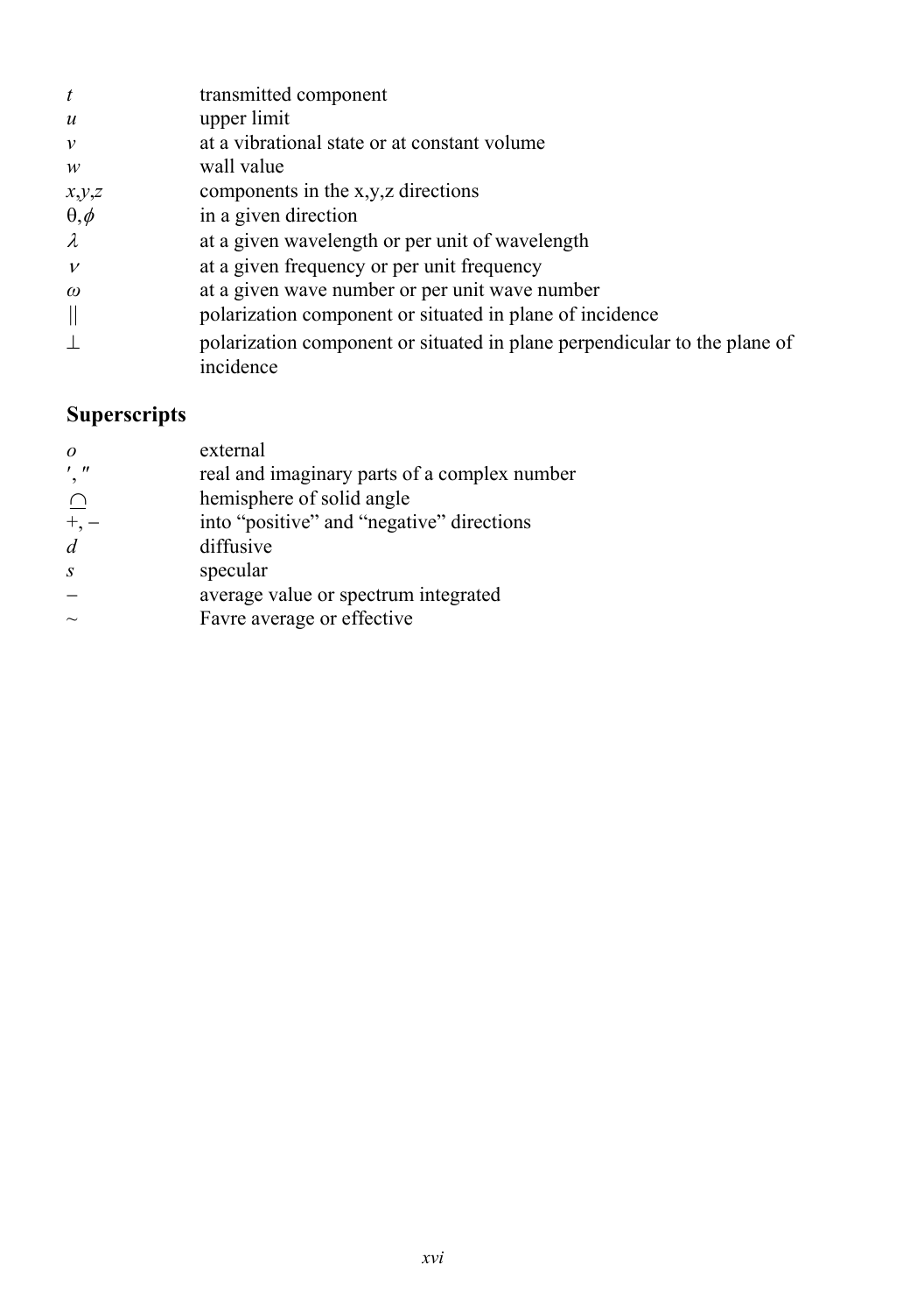| | |
|---|---|
| $t$ | transmitted component |
| $u$ | upper limit |
| $v$ | at a vibrational state or at constant volume |
| $w$ | wall value |
| $x,y,z$ | components in the x,y,z directions |
| $\theta,\phi$ | in a given direction |
| $\lambda$ | at a given wavelength or per unit of wavelength |
| $\nu$ | at a given frequency or per unit frequency |
| $\omega$ | at a given wave number or per unit wave number |
| $\|\|$ | polarization component or situated in plane of incidence |
| $\perp$ | polarization component or situated in plane perpendicular to the plane of incidence |

## Superscripts

| | |
|---|---|
| $o$ | external |
| $'$, $''$ | real and imaginary parts of a complex number |
| $\cap$ | hemisphere of solid angle |
| $+, -$ | into "positive" and "negative" directions |
| $d$ | diffusive |
| $s$ | specular |
| $-$ | average value or spectrum integrated |
| $\sim$ | Favre average or effective |